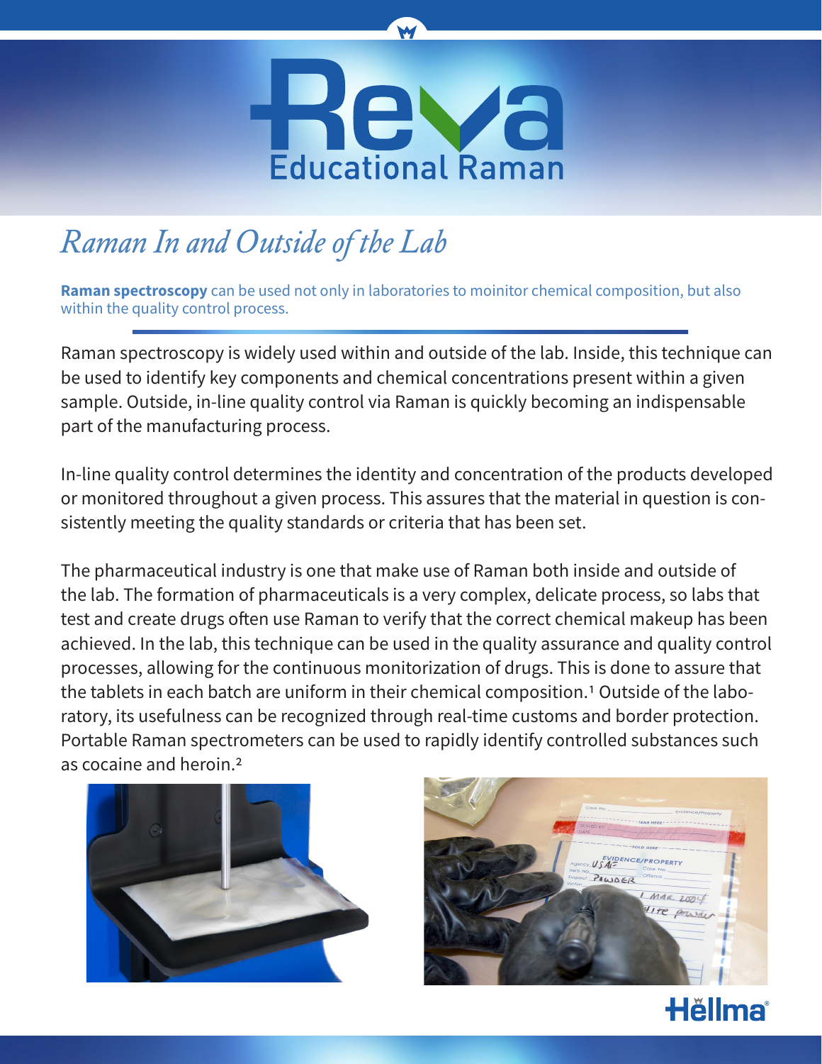# Reva Educational Raman

## *Raman In and Outside of the Lab*

**Raman spectroscopy** can be used not only in laboratories to moinitor chemical composition, but also within the quality control process.

Raman spectroscopy is widely used within and outside of the lab. Inside, this technique can be used to identify key components and chemical concentrations present within a given sample. Outside, in-line quality control via Raman is quickly becoming an indispensable part of the manufacturing process.

In-line quality control determines the identity and concentration of the products developed or monitored throughout a given process. This assures that the material in question is consistently meeting the quality standards or criteria that has been set.

The pharmaceutical industry is one that make use of Raman both inside and outside of the lab. The formation of pharmaceuticals is a very complex, delicate process, so labs that test and create drugs often use Raman to verify that the correct chemical makeup has been achieved. In the lab, this technique can be used in the quality assurance and quality control processes, allowing for the continuous monitorization of drugs. This is done to assure that the tablets in each batch are uniform in their chemical composition.[1] Outside of the laboratory, its usefulness can be recognized through real-time customs and border protection. Portable Raman spectrometers can be used to rapidly identify controlled substances such as cocaine and heroin.[2]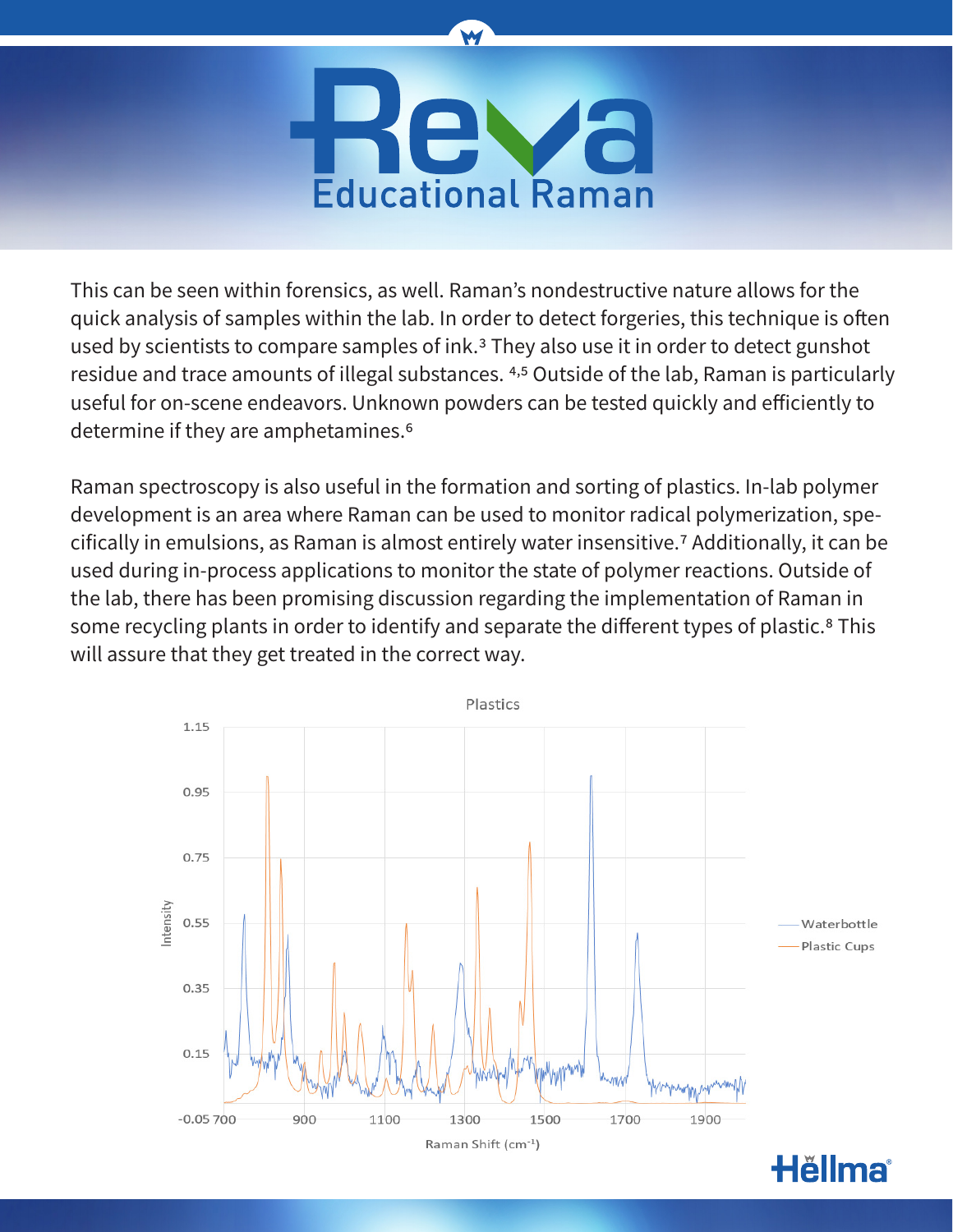This can be seen within forensics, as well. Raman's nondestructive nature allows for the quick analysis of samples within the lab. In order to detect forgeries, this technique is often used by scientists to compare samples of ink.[3] They also use it in order to detect gunshot residue and trace amounts of illegal substances. [4,5] Outside of the lab, Raman is particularly useful for on-scene endeavors. Unknown powders can be tested quickly and efficiently to determine if they are amphetamines.[6]

Raman spectroscopy is also useful in the formation and sorting of plastics. In-lab polymer development is an area where Raman can be used to monitor radical polymerization, specifically in emulsions, as Raman is almost entirely water insensitive.[7] Additionally, it can be used during in-process applications to monitor the state of polymer reactions. Outside of the lab, there has been promising discussion regarding the implementation of Raman in some recycling plants in order to identify and separate the different types of plastic.[8] This will assure that they get treated in the correct way.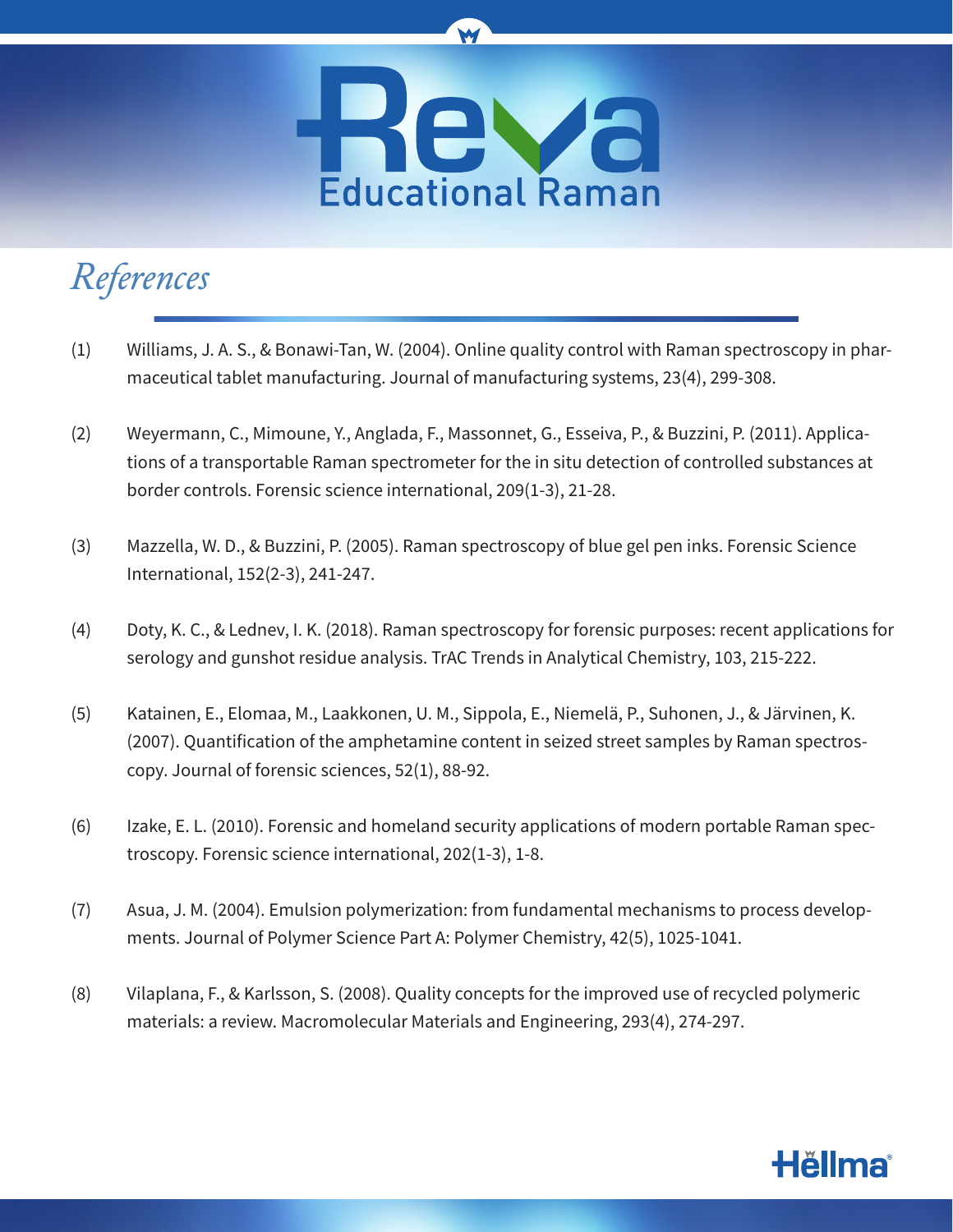# References

(1) Williams, J. A. S., & Bonawi-Tan, W. (2004). Online quality control with Raman spectroscopy in pharmaceutical tablet manufacturing. Journal of manufacturing systems, 23(4), 299-308.

(2) Weyermann, C., Mimoune, Y., Anglada, F., Massonnet, G., Esseiva, P., & Buzzini, P. (2011). Applications of a transportable Raman spectrometer for the in situ detection of controlled substances at border controls. Forensic science international, 209(1-3), 21-28.

(3) Mazzella, W. D., & Buzzini, P. (2005). Raman spectroscopy of blue gel pen inks. Forensic Science International, 152(2-3), 241-247.

(4) Doty, K. C., & Lednev, I. K. (2018). Raman spectroscopy for forensic purposes: recent applications for serology and gunshot residue analysis. TrAC Trends in Analytical Chemistry, 103, 215-222.

(5) Katainen, E., Elomaa, M., Laakkonen, U. M., Sippola, E., Niemelä, P., Suhonen, J., & Järvinen, K. (2007). Quantification of the amphetamine content in seized street samples by Raman spectroscopy. Journal of forensic sciences, 52(1), 88-92.

(6) Izake, E. L. (2010). Forensic and homeland security applications of modern portable Raman spectroscopy. Forensic science international, 202(1-3), 1-8.

(7) Asua, J. M. (2004). Emulsion polymerization: from fundamental mechanisms to process developments. Journal of Polymer Science Part A: Polymer Chemistry, 42(5), 1025-1041.

(8) Vilaplana, F., & Karlsson, S. (2008). Quality concepts for the improved use of recycled polymeric materials: a review. Macromolecular Materials and Engineering, 293(4), 274-297.